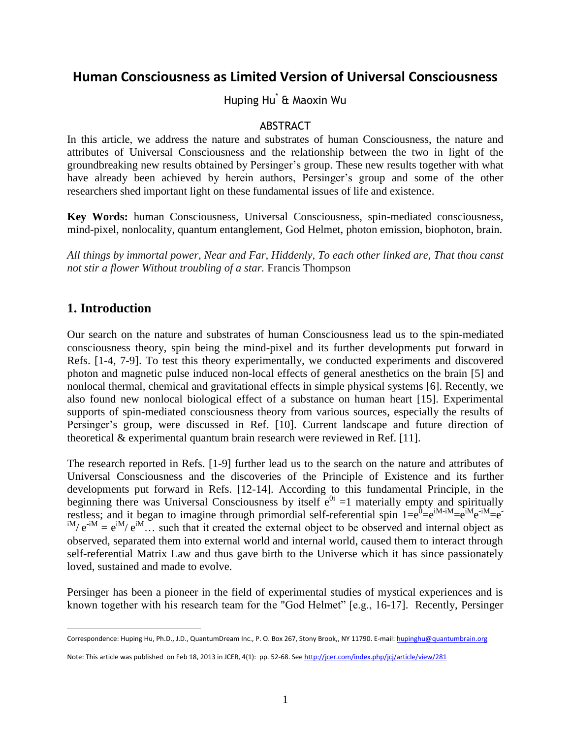# Human Consciousness as Limited Version of Universal Consciousness

Huping Hu[*] & Maoxin Wu

## ABSTRACT

In this article, we address the nature and substrates of human Consciousness, the nature and attributes of Universal Consciousness and the relationship between the two in light of the groundbreaking new results obtained by Persinger's group. These new results together with what have already been achieved by herein authors, Persinger's group and some of the other researchers shed important light on these fundamental issues of life and existence.

**Key Words:** human Consciousness, Universal Consciousness, spin-mediated consciousness, mind-pixel, nonlocality, quantum entanglement, God Helmet, photon emission, biophoton, brain.

*All things by immortal power, Near and Far, Hiddenly, To each other linked are, That thou canst not stir a flower Without troubling of a star.* Francis Thompson

## 1. Introduction

Our search on the nature and substrates of human Consciousness lead us to the spin-mediated consciousness theory, spin being the mind-pixel and its further developments put forward in Refs. [1-4, 7-9]. To test this theory experimentally, we conducted experiments and discovered photon and magnetic pulse induced non-local effects of general anesthetics on the brain [5] and nonlocal thermal, chemical and gravitational effects in simple physical systems [6]. Recently, we also found new nonlocal biological effect of a substance on human heart [15]. Experimental supports of spin-mediated consciousness theory from various sources, especially the results of Persinger's group, were discussed in Ref. [10]. Current landscape and future direction of theoretical & experimental quantum brain research were reviewed in Ref. [11].

The research reported in Refs. [1-9] further lead us to the search on the nature and attributes of Universal Consciousness and the discoveries of the Principle of Existence and its further developments put forward in Refs. [12-14]. According to this fundamental Principle, in the beginning there was Universal Consciousness by itself $e^{0i} = 1$ materially empty and spiritually restless; and it began to imagine through primordial self-referential spin $1 = e^{0} = e^{iM-iM} = e^{iM}e^{-iM} = e^{-iM}/e^{-iM} = e^{iM}/e^{iM}$... such that it created the external object to be observed and internal object as observed, separated them into external world and internal world, caused them to interact through self-referential Matrix Law and thus gave birth to the Universe which it has since passionately loved, sustained and made to evolve.

Persinger has been a pioneer in the field of experimental studies of mystical experiences and is known together with his research team for the "God Helmet" [e.g., 16-17]. Recently, Persinger

Correspondence: Huping Hu, Ph.D., J.D., QuantumDream Inc., P. O. Box 267, Stony Brook,, NY 11790. E-mail: hupinghu@quantumbrain.org

Note: This article was published on Feb 18, 2013 in JCER, 4(1): pp. 52-68. See http://jcer.com/index.php/jcj/article/view/281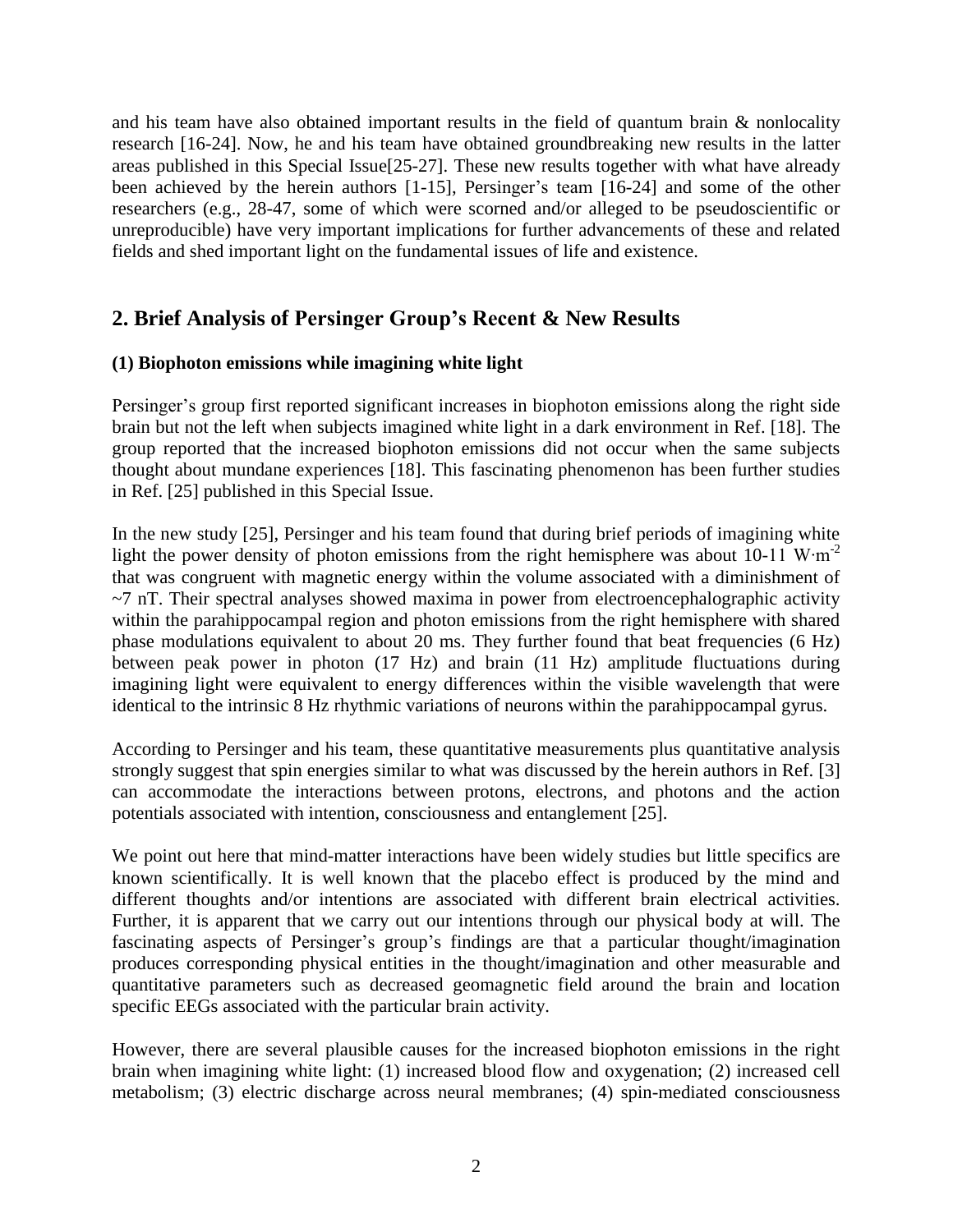and his team have also obtained important results in the field of quantum brain & nonlocality research [16-24]. Now, he and his team have obtained groundbreaking new results in the latter areas published in this Special Issue[25-27]. These new results together with what have already been achieved by the herein authors [1-15], Persinger's team [16-24] and some of the other researchers (e.g., 28-47, some of which were scorned and/or alleged to be pseudoscientific or unreproducible) have very important implications for further advancements of these and related fields and shed important light on the fundamental issues of life and existence.

## 2. Brief Analysis of Persinger Group's Recent & New Results

**(1) Biophoton emissions while imagining white light**

Persinger's group first reported significant increases in biophoton emissions along the right side brain but not the left when subjects imagined white light in a dark environment in Ref. [18]. The group reported that the increased biophoton emissions did not occur when the same subjects thought about mundane experiences [18]. This fascinating phenomenon has been further studies in Ref. [25] published in this Special Issue.

In the new study [25], Persinger and his team found that during brief periods of imagining white light the power density of photon emissions from the right hemisphere was about 10-11 $W \cdot m^{-2}$ that was congruent with magnetic energy within the volume associated with a diminishment of ~7 nT. Their spectral analyses showed maxima in power from electroencephalographic activity within the parahippocampal region and photon emissions from the right hemisphere with shared phase modulations equivalent to about 20 ms. They further found that beat frequencies (6 Hz) between peak power in photon (17 Hz) and brain (11 Hz) amplitude fluctuations during imagining light were equivalent to energy differences within the visible wavelength that were identical to the intrinsic 8 Hz rhythmic variations of neurons within the parahippocampal gyrus.

According to Persinger and his team, these quantitative measurements plus quantitative analysis strongly suggest that spin energies similar to what was discussed by the herein authors in Ref. [3] can accommodate the interactions between protons, electrons, and photons and the action potentials associated with intention, consciousness and entanglement [25].

We point out here that mind-matter interactions have been widely studies but little specifics are known scientifically. It is well known that the placebo effect is produced by the mind and different thoughts and/or intentions are associated with different brain electrical activities. Further, it is apparent that we carry out our intentions through our physical body at will. The fascinating aspects of Persinger's group's findings are that a particular thought/imagination produces corresponding physical entities in the thought/imagination and other measurable and quantitative parameters such as decreased geomagnetic field around the brain and location specific EEGs associated with the particular brain activity.

However, there are several plausible causes for the increased biophoton emissions in the right brain when imagining white light: (1) increased blood flow and oxygenation; (2) increased cell metabolism; (3) electric discharge across neural membranes; (4) spin-mediated consciousness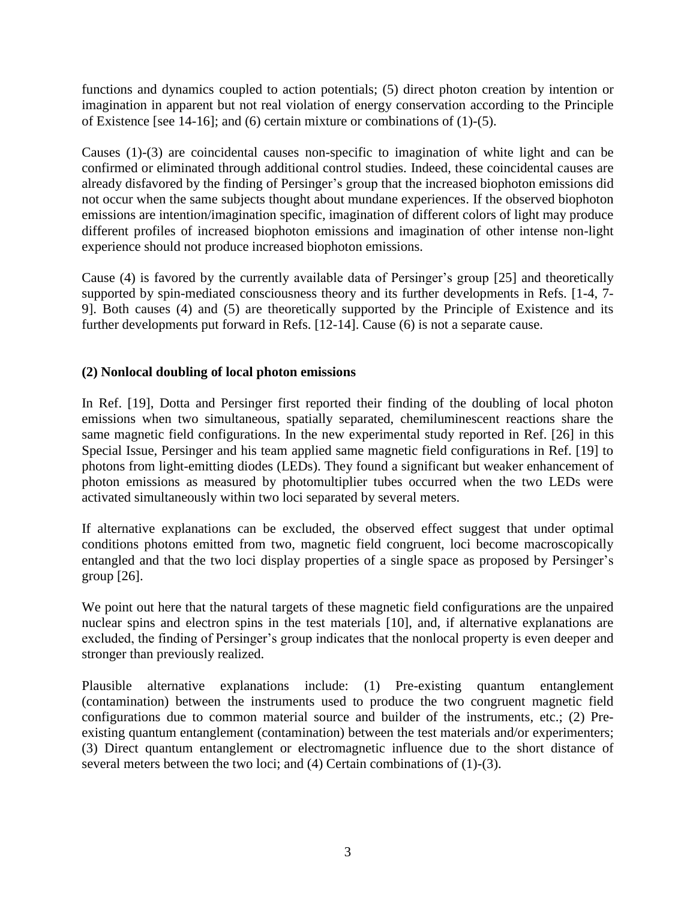functions and dynamics coupled to action potentials; (5) direct photon creation by intention or imagination in apparent but not real violation of energy conservation according to the Principle of Existence [see 14-16]; and (6) certain mixture or combinations of (1)-(5).

Causes (1)-(3) are coincidental causes non-specific to imagination of white light and can be confirmed or eliminated through additional control studies. Indeed, these coincidental causes are already disfavored by the finding of Persinger's group that the increased biophoton emissions did not occur when the same subjects thought about mundane experiences. If the observed biophoton emissions are intention/imagination specific, imagination of different colors of light may produce different profiles of increased biophoton emissions and imagination of other intense non-light experience should not produce increased biophoton emissions.

Cause (4) is favored by the currently available data of Persinger's group [25] and theoretically supported by spin-mediated consciousness theory and its further developments in Refs. [1-4, 7-9]. Both causes (4) and (5) are theoretically supported by the Principle of Existence and its further developments put forward in Refs. [12-14]. Cause (6) is not a separate cause.

**(2) Nonlocal doubling of local photon emissions**

In Ref. [19], Dotta and Persinger first reported their finding of the doubling of local photon emissions when two simultaneous, spatially separated, chemiluminescent reactions share the same magnetic field configurations. In the new experimental study reported in Ref. [26] in this Special Issue, Persinger and his team applied same magnetic field configurations in Ref. [19] to photons from light-emitting diodes (LEDs). They found a significant but weaker enhancement of photon emissions as measured by photomultiplier tubes occurred when the two LEDs were activated simultaneously within two loci separated by several meters.

If alternative explanations can be excluded, the observed effect suggest that under optimal conditions photons emitted from two, magnetic field congruent, loci become macroscopically entangled and that the two loci display properties of a single space as proposed by Persinger's group [26].

We point out here that the natural targets of these magnetic field configurations are the unpaired nuclear spins and electron spins in the test materials [10], and, if alternative explanations are excluded, the finding of Persinger's group indicates that the nonlocal property is even deeper and stronger than previously realized.

Plausible alternative explanations include: (1) Pre-existing quantum entanglement (contamination) between the instruments used to produce the two congruent magnetic field configurations due to common material source and builder of the instruments, etc.; (2) Pre-existing quantum entanglement (contamination) between the test materials and/or experimenters; (3) Direct quantum entanglement or electromagnetic influence due to the short distance of several meters between the two loci; and (4) Certain combinations of (1)-(3).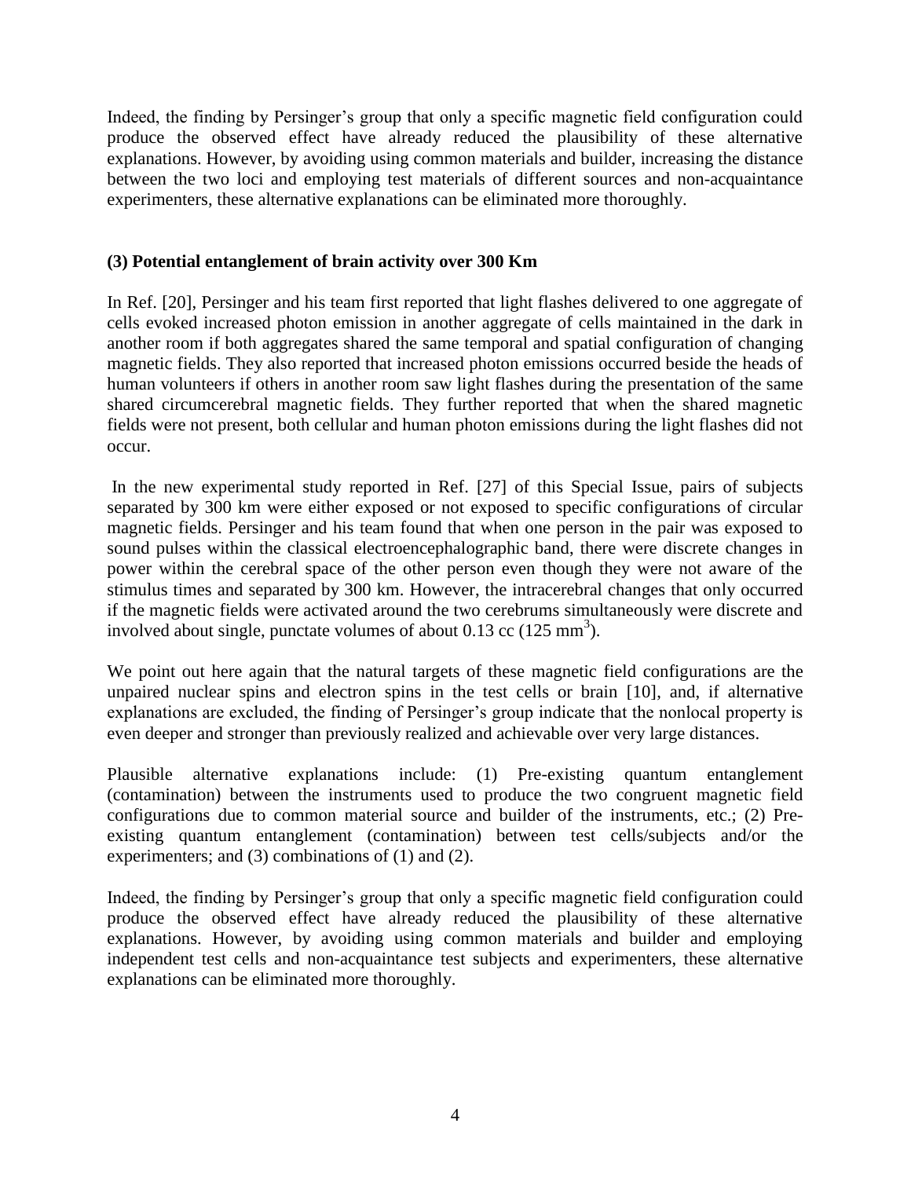Indeed, the finding by Persinger's group that only a specific magnetic field configuration could produce the observed effect have already reduced the plausibility of these alternative explanations. However, by avoiding using common materials and builder, increasing the distance between the two loci and employing test materials of different sources and non-acquaintance experimenters, these alternative explanations can be eliminated more thoroughly.

### (3) Potential entanglement of brain activity over 300 Km

In Ref. [20], Persinger and his team first reported that light flashes delivered to one aggregate of cells evoked increased photon emission in another aggregate of cells maintained in the dark in another room if both aggregates shared the same temporal and spatial configuration of changing magnetic fields. They also reported that increased photon emissions occurred beside the heads of human volunteers if others in another room saw light flashes during the presentation of the same shared circumcerebral magnetic fields. They further reported that when the shared magnetic fields were not present, both cellular and human photon emissions during the light flashes did not occur.

In the new experimental study reported in Ref. [27] of this Special Issue, pairs of subjects separated by 300 km were either exposed or not exposed to specific configurations of circular magnetic fields. Persinger and his team found that when one person in the pair was exposed to sound pulses within the classical electroencephalographic band, there were discrete changes in power within the cerebral space of the other person even though they were not aware of the stimulus times and separated by 300 km. However, the intracerebral changes that only occurred if the magnetic fields were activated around the two cerebrums simultaneously were discrete and involved about single, punctate volumes of about 0.13 cc (125 $mm^3$).

We point out here again that the natural targets of these magnetic field configurations are the unpaired nuclear spins and electron spins in the test cells or brain [10], and, if alternative explanations are excluded, the finding of Persinger's group indicate that the nonlocal property is even deeper and stronger than previously realized and achievable over very large distances.

Plausible alternative explanations include: (1) Pre-existing quantum entanglement (contamination) between the instruments used to produce the two congruent magnetic field configurations due to common material source and builder of the instruments, etc.; (2) Pre-existing quantum entanglement (contamination) between test cells/subjects and/or the experimenters; and (3) combinations of (1) and (2).

Indeed, the finding by Persinger's group that only a specific magnetic field configuration could produce the observed effect have already reduced the plausibility of these alternative explanations. However, by avoiding using common materials and builder and employing independent test cells and non-acquaintance test subjects and experimenters, these alternative explanations can be eliminated more thoroughly.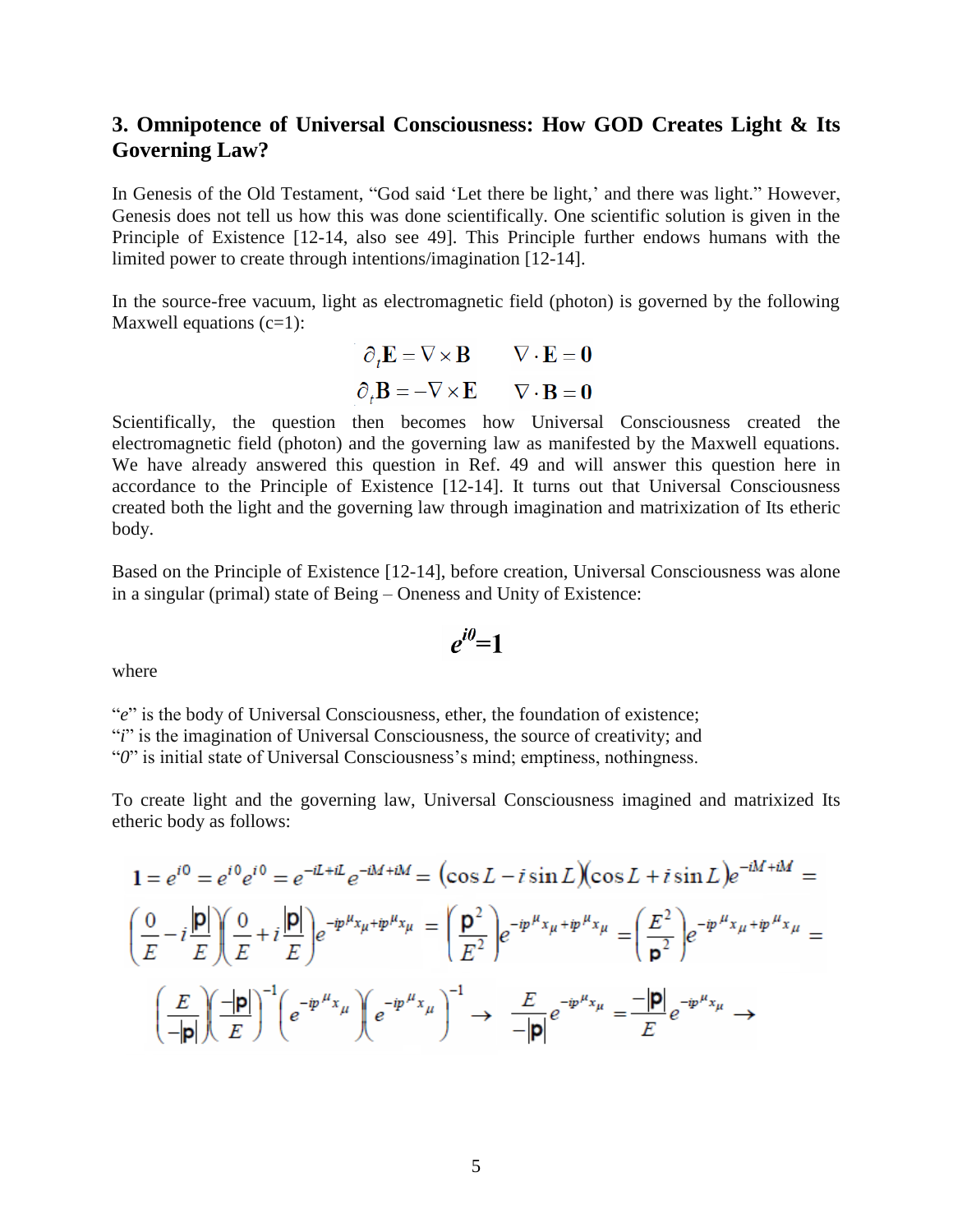### 3. Omnipotence of Universal Consciousness: How GOD Creates Light & Its Governing Law?

In Genesis of the Old Testament, "God said 'Let there be light,' and there was light." However, Genesis does not tell us how this was done scientifically. One scientific solution is given in the Principle of Existence [12-14, also see 49]. This Principle further endows humans with the limited power to create through intentions/imagination [12-14].

In the source-free vacuum, light as electromagnetic field (photon) is governed by the following Maxwell equations (c=1):

$$\partial_t \mathbf{E} = \nabla \times \mathbf{B} \qquad \nabla \cdot \mathbf{E} = \mathbf{0}$$
$$\partial_t \mathbf{B} = -\nabla \times \mathbf{E} \qquad \nabla \cdot \mathbf{B} = \mathbf{0}$$

Scientifically, the question then becomes how Universal Consciousness created the electromagnetic field (photon) and the governing law as manifested by the Maxwell equations. We have already answered this question in Ref. 49 and will answer this question here in accordance to the Principle of Existence [12-14]. It turns out that Universal Consciousness created both the light and the governing law through imagination and matrixization of Its etheric body.

Based on the Principle of Existence [12-14], before creation, Universal Consciousness was alone in a singular (primal) state of Being – Oneness and Unity of Existence:

$$e^{i0}=1$$

where

"$e$" is the body of Universal Consciousness, ether, the foundation of existence;
"$i$" is the imagination of Universal Consciousness, the source of creativity; and
"$0$" is initial state of Universal Consciousness's mind; emptiness, nothingness.

To create light and the governing law, Universal Consciousness imagined and matrixized Its etheric body as follows:

$$1 = e^{i0} = e^{i0}e^{i0} = e^{-iL+iL}e^{-iM+iM} = (\cos L - i\sin L)(\cos L + i\sin L)e^{-iM+iM} =$$
$$\left(\frac{0}{E} - i\frac{|\mathbf{p}|}{E}\right)\left(\frac{0}{E} + i\frac{|\mathbf{p}|}{E}\right)e^{-ip^{\mu}x_{\mu}+ip^{\mu}x_{\mu}} = \left(\frac{\mathbf{p}^2}{E^2}\right)e^{-ip^{\mu}x_{\mu}+ip^{\mu}x_{\mu}} = \left(\frac{E^2}{\mathbf{p}^2}\right)e^{-ip^{\mu}x_{\mu}+ip^{\mu}x_{\mu}} =$$
$$\left(\frac{E}{-|\mathbf{p}|}\right)\left(\frac{-|\mathbf{p}|}{E}\right)^{-1}\left(e^{-ip^{\mu}x_{\mu}}\right)\left(e^{-ip^{\mu}x_{\mu}}\right)^{-1} \rightarrow \frac{E}{-|\mathbf{p}|}e^{-ip^{\mu}x_{\mu}} = \frac{-|\mathbf{p}|}{E}e^{-ip^{\mu}x_{\mu}} \rightarrow$$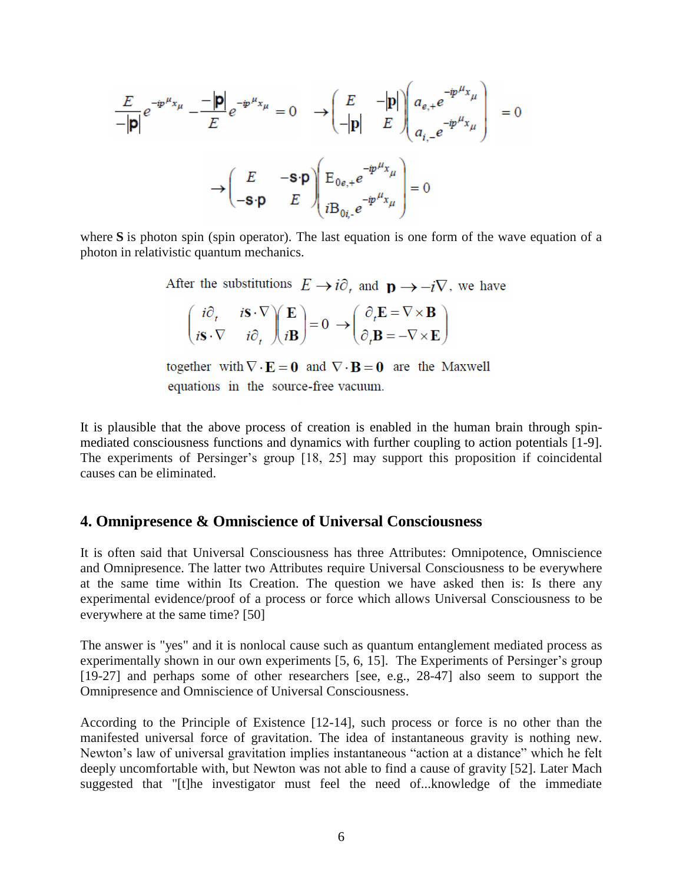$$\frac{E}{-|\mathbf{p}|}e^{-ip^{\mu}x_{\mu}} - \frac{-|\mathbf{p}|}{E}e^{-ip^{\mu}x_{\mu}} = 0 \quad \rightarrow \begin{pmatrix} E & -|\mathbf{p}| \\ -|\mathbf{p}| & E \end{pmatrix} \begin{pmatrix} a_{e,+}e^{-ip^{\mu}x_{\mu}} \\ a_{i,-}e^{-ip^{\mu}x_{\mu}} \end{pmatrix} = 0$$

$$\rightarrow \begin{pmatrix} E & -\mathbf{s}\cdot\mathbf{p} \\ -\mathbf{s}\cdot\mathbf{p} & E \end{pmatrix} \begin{pmatrix} \mathrm{E}_{0e,+}e^{-ip^{\mu}x_{\mu}} \\ i\mathrm{B}_{0i,-}e^{-ip^{\mu}x_{\mu}} \end{pmatrix} = 0$$

where **S** is photon spin (spin operator). The last equation is one form of the wave equation of a photon in relativistic quantum mechanics.

After the substitutions $E \rightarrow i\partial_t$ and $\mathbf{p} \rightarrow -i\nabla$, we have

$$\begin{pmatrix} i\partial_t & i\mathbf{s}\cdot\nabla \\ i\mathbf{s}\cdot\nabla & i\partial_t \end{pmatrix} \begin{pmatrix} \mathbf{E} \\ i\mathbf{B} \end{pmatrix} = 0 \rightarrow \begin{pmatrix} \partial_t\mathbf{E} = \nabla\times\mathbf{B} \\ \partial_t\mathbf{B} = -\nabla\times\mathbf{E} \end{pmatrix}$$

together with $\nabla\cdot\mathbf{E} = \mathbf{0}$ and $\nabla\cdot\mathbf{B} = \mathbf{0}$ are the Maxwell equations in the source-free vacuum.

It is plausible that the above process of creation is enabled in the human brain through spin-mediated consciousness functions and dynamics with further coupling to action potentials [1-9]. The experiments of Persinger's group [18, 25] may support this proposition if coincidental causes can be eliminated.

## 4. Omnipresence & Omniscience of Universal Consciousness

It is often said that Universal Consciousness has three Attributes: Omnipotence, Omniscience and Omnipresence. The latter two Attributes require Universal Consciousness to be everywhere at the same time within Its Creation. The question we have asked then is: Is there any experimental evidence/proof of a process or force which allows Universal Consciousness to be everywhere at the same time? [50]

The answer is "yes" and it is nonlocal cause such as quantum entanglement mediated process as experimentally shown in our own experiments [5, 6, 15]. The Experiments of Persinger's group [19-27] and perhaps some of other researchers [see, e.g., 28-47] also seem to support the Omnipresence and Omniscience of Universal Consciousness.

According to the Principle of Existence [12-14], such process or force is no other than the manifested universal force of gravitation. The idea of instantaneous gravity is nothing new. Newton's law of universal gravitation implies instantaneous "action at a distance" which he felt deeply uncomfortable with, but Newton was not able to find a cause of gravity [52]. Later Mach suggested that "[t]he investigator must feel the need of...knowledge of the immediate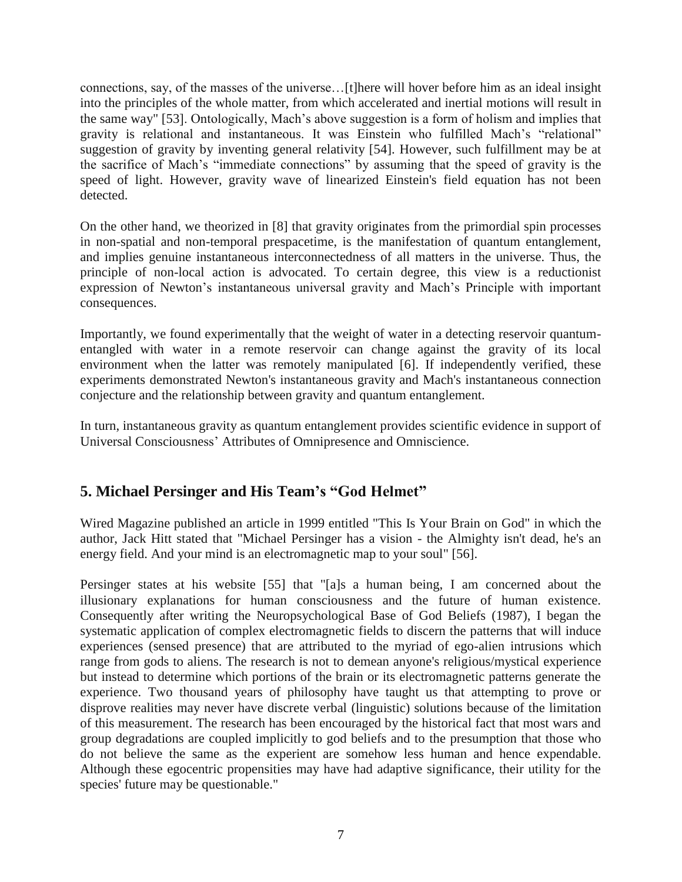connections, say, of the masses of the universe…[t]here will hover before him as an ideal insight into the principles of the whole matter, from which accelerated and inertial motions will result in the same way" [53]. Ontologically, Mach's above suggestion is a form of holism and implies that gravity is relational and instantaneous. It was Einstein who fulfilled Mach's "relational" suggestion of gravity by inventing general relativity [54]. However, such fulfillment may be at the sacrifice of Mach's "immediate connections" by assuming that the speed of gravity is the speed of light. However, gravity wave of linearized Einstein's field equation has not been detected.

On the other hand, we theorized in [8] that gravity originates from the primordial spin processes in non-spatial and non-temporal prespacetime, is the manifestation of quantum entanglement, and implies genuine instantaneous interconnectedness of all matters in the universe. Thus, the principle of non-local action is advocated. To certain degree, this view is a reductionist expression of Newton's instantaneous universal gravity and Mach's Principle with important consequences.

Importantly, we found experimentally that the weight of water in a detecting reservoir quantum-entangled with water in a remote reservoir can change against the gravity of its local environment when the latter was remotely manipulated [6]. If independently verified, these experiments demonstrated Newton's instantaneous gravity and Mach's instantaneous connection conjecture and the relationship between gravity and quantum entanglement.

In turn, instantaneous gravity as quantum entanglement provides scientific evidence in support of Universal Consciousness' Attributes of Omnipresence and Omniscience.

## 5. Michael Persinger and His Team's "God Helmet"

Wired Magazine published an article in 1999 entitled "This Is Your Brain on God" in which the author, Jack Hitt stated that "Michael Persinger has a vision - the Almighty isn't dead, he's an energy field. And your mind is an electromagnetic map to your soul" [56].

Persinger states at his website [55] that "[a]s a human being, I am concerned about the illusionary explanations for human consciousness and the future of human existence. Consequently after writing the Neuropsychological Base of God Beliefs (1987), I began the systematic application of complex electromagnetic fields to discern the patterns that will induce experiences (sensed presence) that are attributed to the myriad of ego-alien intrusions which range from gods to aliens. The research is not to demean anyone's religious/mystical experience but instead to determine which portions of the brain or its electromagnetic patterns generate the experience. Two thousand years of philosophy have taught us that attempting to prove or disprove realities may never have discrete verbal (linguistic) solutions because of the limitation of this measurement. The research has been encouraged by the historical fact that most wars and group degradations are coupled implicitly to god beliefs and to the presumption that those who do not believe the same as the experient are somehow less human and hence expendable. Although these egocentric propensities may have had adaptive significance, their utility for the species' future may be questionable."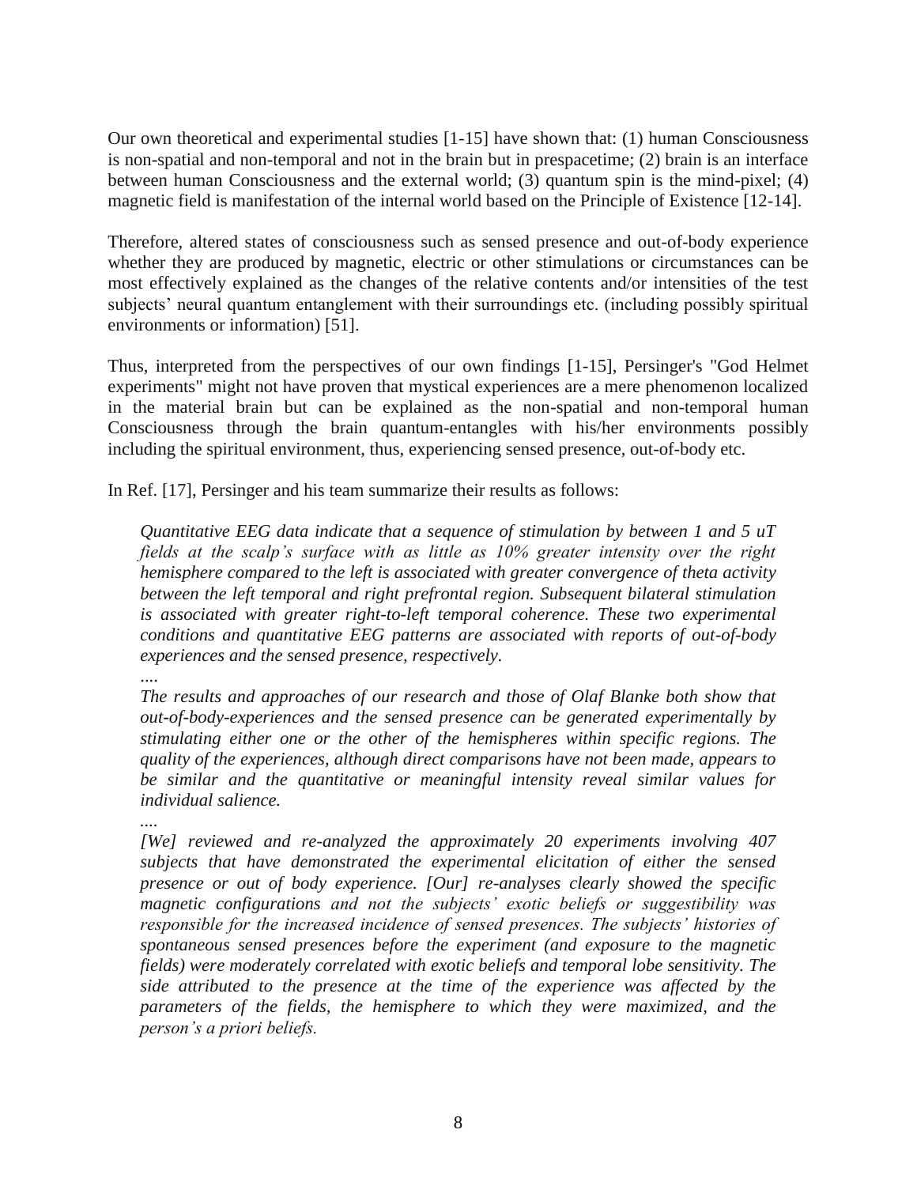Our own theoretical and experimental studies [1-15] have shown that: (1) human Consciousness is non-spatial and non-temporal and not in the brain but in prespacetime; (2) brain is an interface between human Consciousness and the external world; (3) quantum spin is the mind-pixel; (4) magnetic field is manifestation of the internal world based on the Principle of Existence [12-14].

Therefore, altered states of consciousness such as sensed presence and out-of-body experience whether they are produced by magnetic, electric or other stimulations or circumstances can be most effectively explained as the changes of the relative contents and/or intensities of the test subjects' neural quantum entanglement with their surroundings etc. (including possibly spiritual environments or information) [51].

Thus, interpreted from the perspectives of our own findings [1-15], Persinger's "God Helmet experiments" might not have proven that mystical experiences are a mere phenomenon localized in the material brain but can be explained as the non-spatial and non-temporal human Consciousness through the brain quantum-entangles with his/her environments possibly including the spiritual environment, thus, experiencing sensed presence, out-of-body etc.

In Ref. [17], Persinger and his team summarize their results as follows:

> *Quantitative EEG data indicate that a sequence of stimulation by between 1 and 5 uT fields at the scalp's surface with as little as 10% greater intensity over the right hemisphere compared to the left is associated with greater convergence of theta activity between the left temporal and right prefrontal region. Subsequent bilateral stimulation is associated with greater right-to-left temporal coherence. These two experimental conditions and quantitative EEG patterns are associated with reports of out-of-body experiences and the sensed presence, respectively.*
>
> *....*
>
> *The results and approaches of our research and those of Olaf Blanke both show that out-of-body-experiences and the sensed presence can be generated experimentally by stimulating either one or the other of the hemispheres within specific regions. The quality of the experiences, although direct comparisons have not been made, appears to be similar and the quantitative or meaningful intensity reveal similar values for individual salience.*
>
> *....*
>
> *[We] reviewed and re-analyzed the approximately 20 experiments involving 407 subjects that have demonstrated the experimental elicitation of either the sensed presence or out of body experience. [Our] re-analyses clearly showed the specific magnetic configurations and not the subjects' exotic beliefs or suggestibility was responsible for the increased incidence of sensed presences. The subjects' histories of spontaneous sensed presences before the experiment (and exposure to the magnetic fields) were moderately correlated with exotic beliefs and temporal lobe sensitivity. The side attributed to the presence at the time of the experience was affected by the parameters of the fields, the hemisphere to which they were maximized, and the person's a priori beliefs.*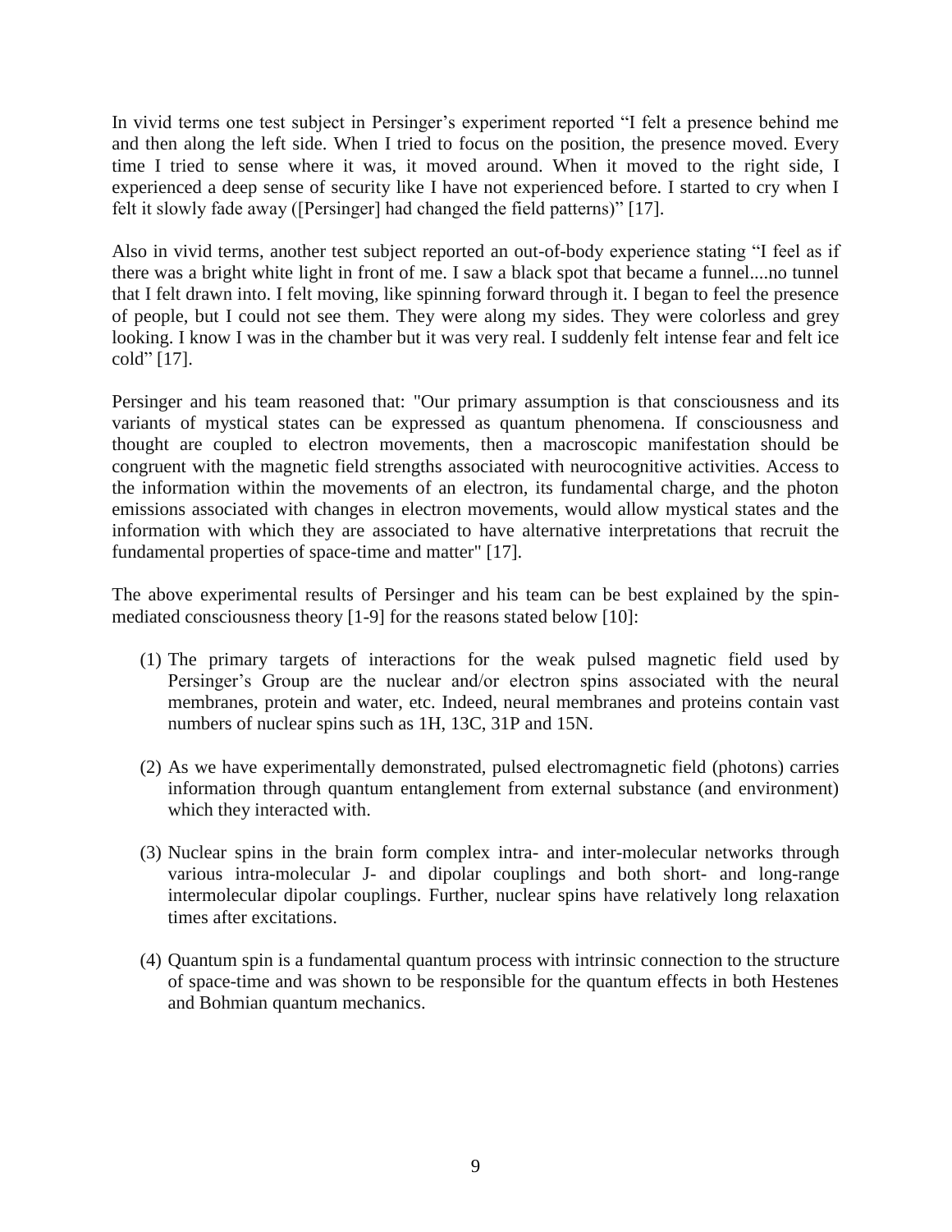In vivid terms one test subject in Persinger's experiment reported "I felt a presence behind me and then along the left side. When I tried to focus on the position, the presence moved. Every time I tried to sense where it was, it moved around. When it moved to the right side, I experienced a deep sense of security like I have not experienced before. I started to cry when I felt it slowly fade away ([Persinger] had changed the field patterns)" [17].

Also in vivid terms, another test subject reported an out-of-body experience stating "I feel as if there was a bright white light in front of me. I saw a black spot that became a funnel....no tunnel that I felt drawn into. I felt moving, like spinning forward through it. I began to feel the presence of people, but I could not see them. They were along my sides. They were colorless and grey looking. I know I was in the chamber but it was very real. I suddenly felt intense fear and felt ice cold" [17].

Persinger and his team reasoned that: "Our primary assumption is that consciousness and its variants of mystical states can be expressed as quantum phenomena. If consciousness and thought are coupled to electron movements, then a macroscopic manifestation should be congruent with the magnetic field strengths associated with neurocognitive activities. Access to the information within the movements of an electron, its fundamental charge, and the photon emissions associated with changes in electron movements, would allow mystical states and the information with which they are associated to have alternative interpretations that recruit the fundamental properties of space-time and matter" [17].

The above experimental results of Persinger and his team can be best explained by the spin-mediated consciousness theory [1-9] for the reasons stated below [10]:

1. The primary targets of interactions for the weak pulsed magnetic field used by Persinger's Group are the nuclear and/or electron spins associated with the neural membranes, protein and water, etc. Indeed, neural membranes and proteins contain vast numbers of nuclear spins such as $^{1}H$, $^{13}C$, $^{31}P$ and $^{15}N$.

2. As we have experimentally demonstrated, pulsed electromagnetic field (photons) carries information through quantum entanglement from external substance (and environment) which they interacted with.

3. Nuclear spins in the brain form complex intra- and inter-molecular networks through various intra-molecular J- and dipolar couplings and both short- and long-range intermolecular dipolar couplings. Further, nuclear spins have relatively long relaxation times after excitations.

4. Quantum spin is a fundamental quantum process with intrinsic connection to the structure of space-time and was shown to be responsible for the quantum effects in both Hestenes and Bohmian quantum mechanics.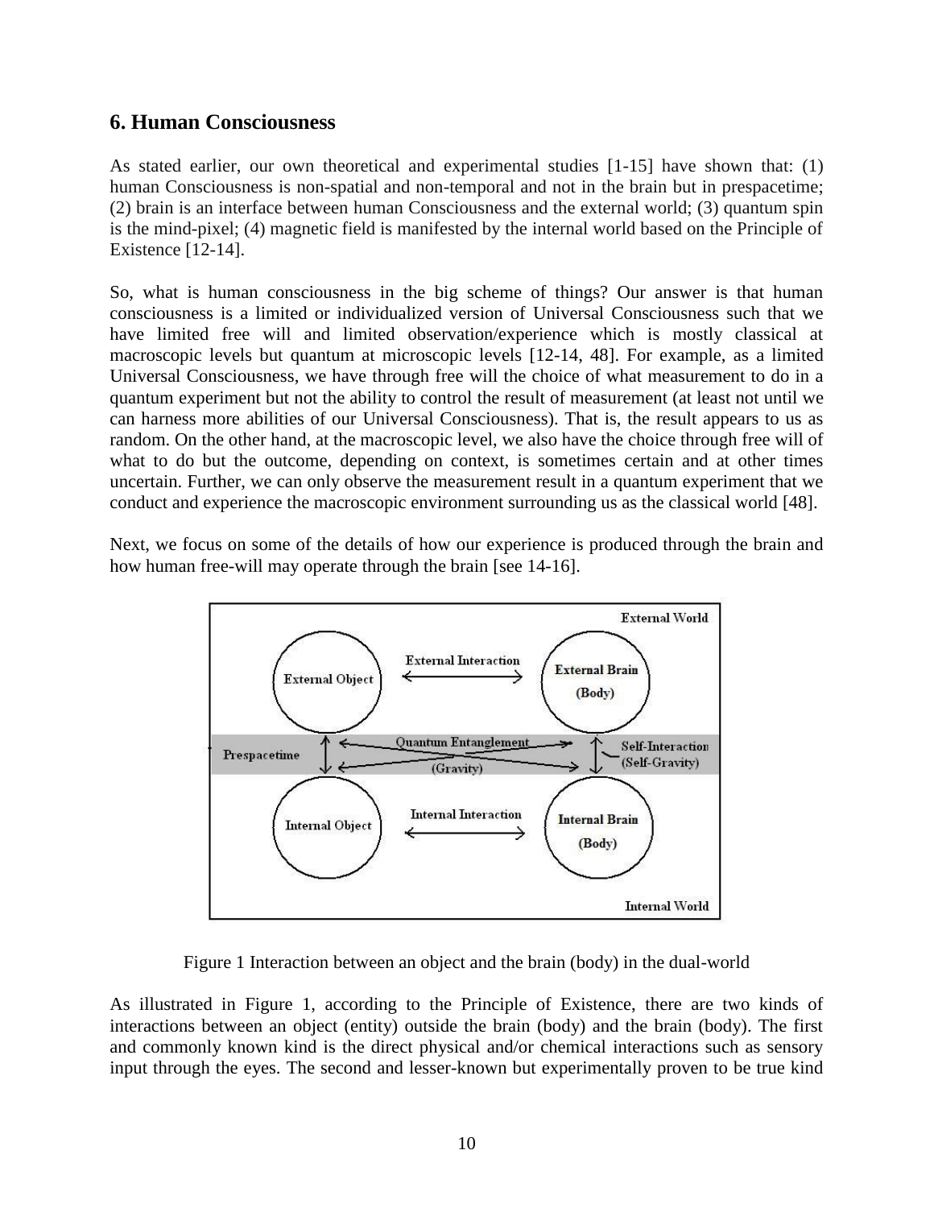## 6. Human Consciousness

As stated earlier, our own theoretical and experimental studies [1-15] have shown that: (1) human Consciousness is non-spatial and non-temporal and not in the brain but in prespacetime; (2) brain is an interface between human Consciousness and the external world; (3) quantum spin is the mind-pixel; (4) magnetic field is manifested by the internal world based on the Principle of Existence [12-14].

So, what is human consciousness in the big scheme of things? Our answer is that human consciousness is a limited or individualized version of Universal Consciousness such that we have limited free will and limited observation/experience which is mostly classical at macroscopic levels but quantum at microscopic levels [12-14, 48]. For example, as a limited Universal Consciousness, we have through free will the choice of what measurement to do in a quantum experiment but not the ability to control the result of measurement (at least not until we can harness more abilities of our Universal Consciousness). That is, the result appears to us as random. On the other hand, at the macroscopic level, we also have the choice through free will of what to do but the outcome, depending on context, is sometimes certain and at other times uncertain. Further, we can only observe the measurement result in a quantum experiment that we conduct and experience the macroscopic environment surrounding us as the classical world [48].

Next, we focus on some of the details of how our experience is produced through the brain and how human free-will may operate through the brain [see 14-16].

Figure 1 Interaction between an object and the brain (body) in the dual-world

As illustrated in Figure 1, according to the Principle of Existence, there are two kinds of interactions between an object (entity) outside the brain (body) and the brain (body). The first and commonly known kind is the direct physical and/or chemical interactions such as sensory input through the eyes. The second and lesser-known but experimentally proven to be true kind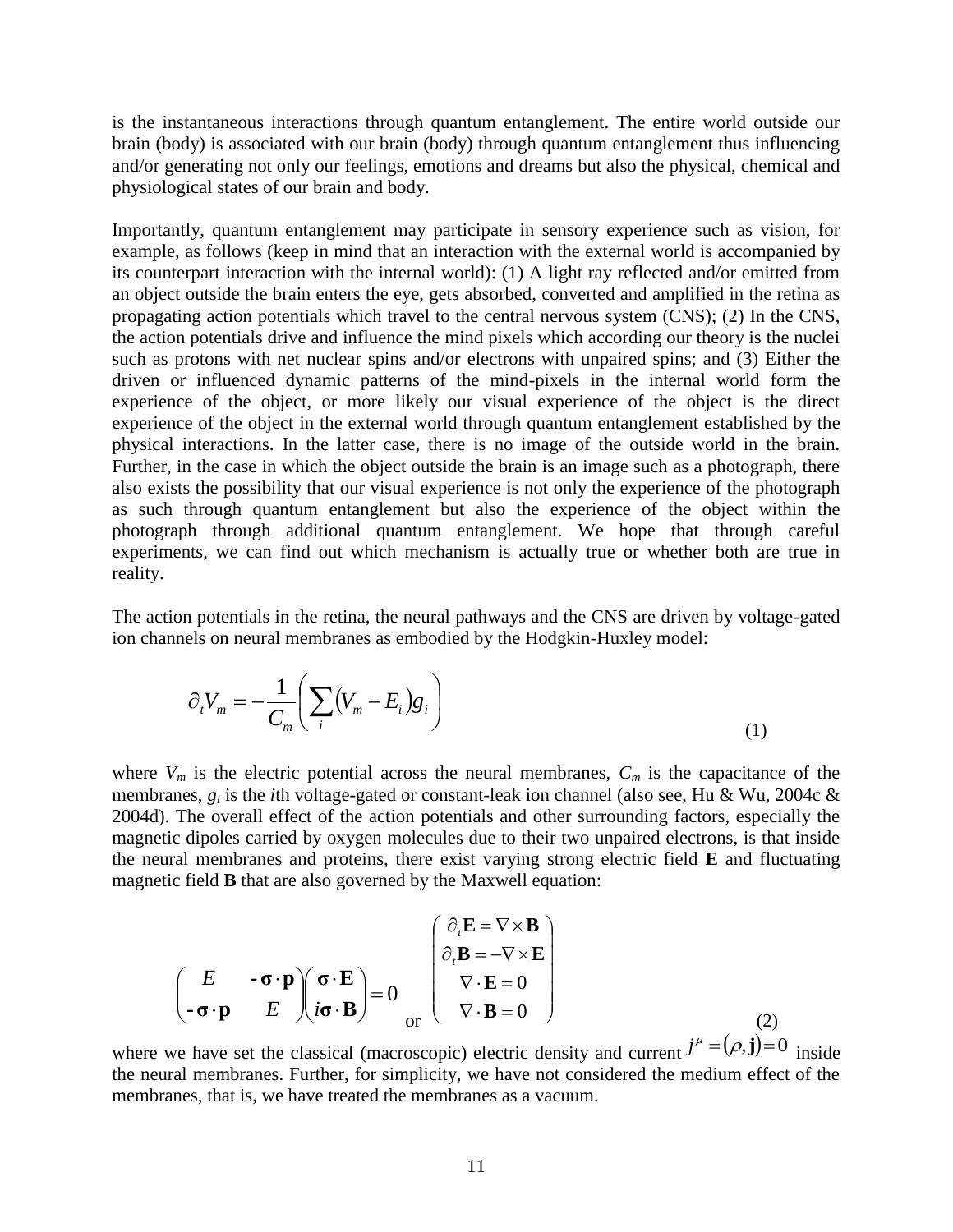is the instantaneous interactions through quantum entanglement. The entire world outside our brain (body) is associated with our brain (body) through quantum entanglement thus influencing and/or generating not only our feelings, emotions and dreams but also the physical, chemical and physiological states of our brain and body.

Importantly, quantum entanglement may participate in sensory experience such as vision, for example, as follows (keep in mind that an interaction with the external world is accompanied by its counterpart interaction with the internal world): (1) A light ray reflected and/or emitted from an object outside the brain enters the eye, gets absorbed, converted and amplified in the retina as propagating action potentials which travel to the central nervous system (CNS); (2) In the CNS, the action potentials drive and influence the mind pixels which according our theory is the nuclei such as protons with net nuclear spins and/or electrons with unpaired spins; and (3) Either the driven or influenced dynamic patterns of the mind-pixels in the internal world form the experience of the object, or more likely our visual experience of the object is the direct experience of the object in the external world through quantum entanglement established by the physical interactions. In the latter case, there is no image of the outside world in the brain. Further, in the case in which the object outside the brain is an image such as a photograph, there also exists the possibility that our visual experience is not only the experience of the photograph as such through quantum entanglement but also the experience of the object within the photograph through additional quantum entanglement. We hope that through careful experiments, we can find out which mechanism is actually true or whether both are true in reality.

The action potentials in the retina, the neural pathways and the CNS are driven by voltage-gated ion channels on neural membranes as embodied by the Hodgkin-Huxley model:

$$\partial_t V_m = -\frac{1}{C_m}\left(\sum_i (V_m - E_i) g_i\right) \tag{1}$$

where $V_m$ is the electric potential across the neural membranes, $C_m$ is the capacitance of the membranes, $g_i$ is the $i$th voltage-gated or constant-leak ion channel (also see, Hu & Wu, 2004c & 2004d). The overall effect of the action potentials and other surrounding factors, especially the magnetic dipoles carried by oxygen molecules due to their two unpaired electrons, is that inside the neural membranes and proteins, there exist varying strong electric field **E** and fluctuating magnetic field **B** that are also governed by the Maxwell equation:

$$\begin{pmatrix} E & -\boldsymbol{\sigma}\cdot\mathbf{p} \\ -\boldsymbol{\sigma}\cdot\mathbf{p} & E \end{pmatrix}\begin{pmatrix} \boldsymbol{\sigma}\cdot\mathbf{E} \\ i\boldsymbol{\sigma}\cdot\mathbf{B} \end{pmatrix} = 0 \quad \text{or} \quad \begin{pmatrix} \partial_t \mathbf{E} = \nabla\times\mathbf{B} \\ \partial_t \mathbf{B} = -\nabla\times\mathbf{E} \\ \nabla\cdot\mathbf{E} = 0 \\ \nabla\cdot\mathbf{B} = 0 \end{pmatrix} \tag{2}$$

where we have set the classical (macroscopic) electric density and current $j^\mu = (\rho, \mathbf{j}) = 0$ inside the neural membranes. Further, for simplicity, we have not considered the medium effect of the membranes, that is, we have treated the membranes as a vacuum.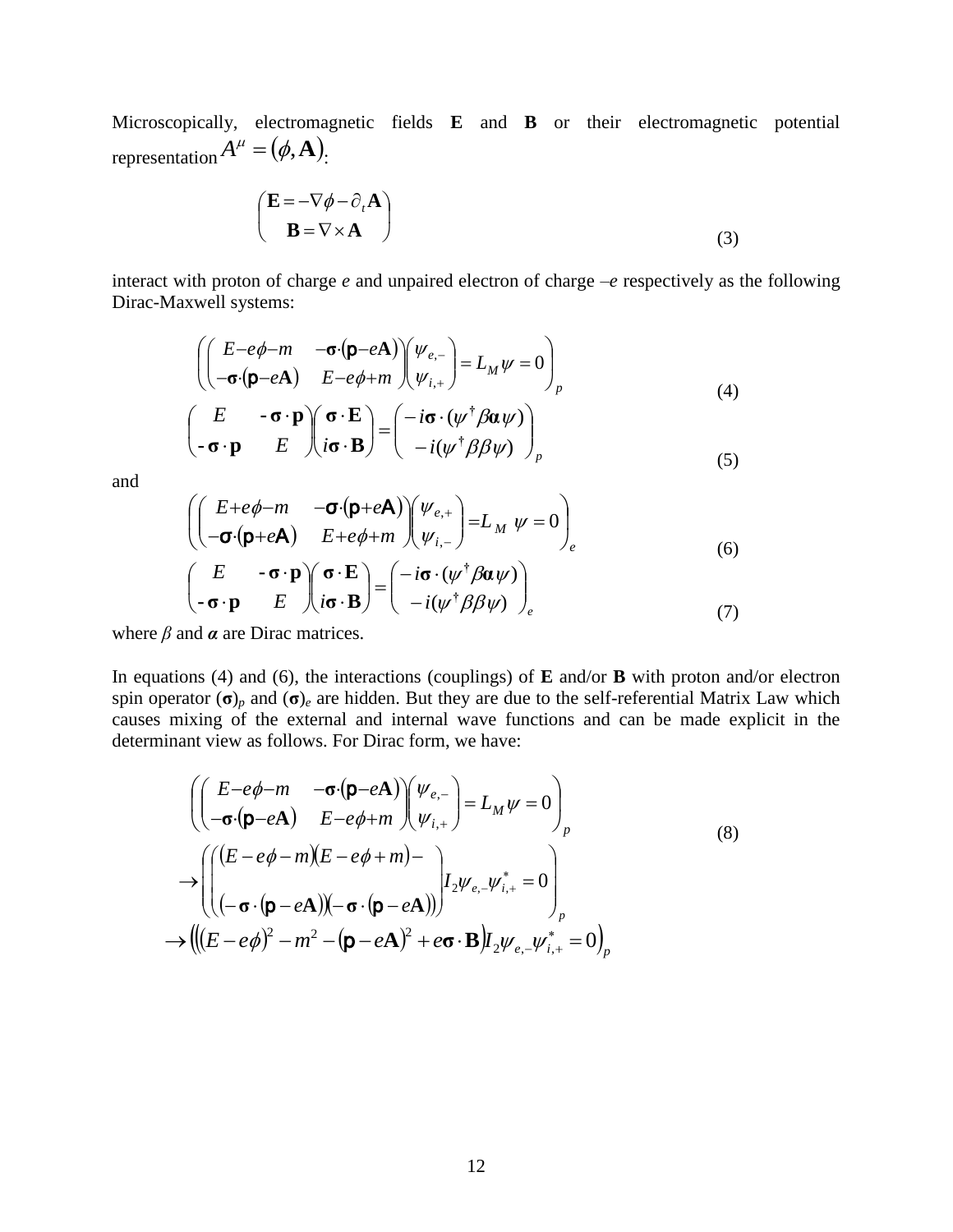Microscopically, electromagnetic fields **E** and **B** or their electromagnetic potential representation $A^{\mu} = (\phi, \mathbf{A})$:

$$\begin{pmatrix} \mathbf{E} = -\nabla\phi - \partial_t \mathbf{A} \\ \mathbf{B} = \nabla \times \mathbf{A} \end{pmatrix} \tag{3}$$

interact with proton of charge *e* and unpaired electron of charge –*e* respectively as the following Dirac-Maxwell systems:

$$\left( \begin{pmatrix} E - e\phi - m & -\boldsymbol{\sigma}\cdot(\mathbf{p} - e\mathbf{A}) \\ -\boldsymbol{\sigma}\cdot(\mathbf{p} - e\mathbf{A}) & E - e\phi + m \end{pmatrix} \begin{pmatrix} \psi_{e,-} \\ \psi_{i,+} \end{pmatrix} = L_M \psi = 0 \right)_p \tag{4}$$

$$\begin{pmatrix} E & -\boldsymbol{\sigma}\cdot\mathbf{p} \\ -\boldsymbol{\sigma}\cdot\mathbf{p} & E \end{pmatrix} \begin{pmatrix} \boldsymbol{\sigma}\cdot\mathbf{E} \\ i\boldsymbol{\sigma}\cdot\mathbf{B} \end{pmatrix} = \begin{pmatrix} -i\boldsymbol{\sigma}\cdot(\psi^{\dagger}\beta\boldsymbol{\alpha}\psi) \\ -i(\psi^{\dagger}\beta\beta\psi) \end{pmatrix}_p \tag{5}$$

and

$$\left( \begin{pmatrix} E + e\phi - m & -\boldsymbol{\sigma}\cdot(\mathbf{p} + e\mathbf{A}) \\ -\boldsymbol{\sigma}\cdot(\mathbf{p} + e\mathbf{A}) & E + e\phi + m \end{pmatrix} \begin{pmatrix} \psi_{e,+} \\ \psi_{i,-} \end{pmatrix} = L_M \psi = 0 \right)_e \tag{6}$$

$$\begin{pmatrix} E & -\boldsymbol{\sigma}\cdot\mathbf{p} \\ -\boldsymbol{\sigma}\cdot\mathbf{p} & E \end{pmatrix} \begin{pmatrix} \boldsymbol{\sigma}\cdot\mathbf{E} \\ i\boldsymbol{\sigma}\cdot\mathbf{B} \end{pmatrix} = \begin{pmatrix} -i\boldsymbol{\sigma}\cdot(\psi^{\dagger}\beta\boldsymbol{\alpha}\psi) \\ -i(\psi^{\dagger}\beta\beta\psi) \end{pmatrix}_e \tag{7}$$

where $\beta$ and $\boldsymbol{\alpha}$ are Dirac matrices.

In equations (4) and (6), the interactions (couplings) of **E** and/or **B** with proton and/or electron spin operator $(\boldsymbol{\sigma})_p$ and $(\boldsymbol{\sigma})_e$ are hidden. But they are due to the self-referential Matrix Law which causes mixing of the external and internal wave functions and can be made explicit in the determinant view as follows. For Dirac form, we have:

$$\begin{gathered}
\left( \begin{pmatrix} E - e\phi - m & -\boldsymbol{\sigma}\cdot(\mathbf{p} - e\mathbf{A}) \\ -\boldsymbol{\sigma}\cdot(\mathbf{p} - e\mathbf{A}) & E - e\phi + m \end{pmatrix} \begin{pmatrix} \psi_{e,-} \\ \psi_{i,+} \end{pmatrix} = L_M \psi = 0 \right)_p \\
\rightarrow \left( \begin{pmatrix} (E - e\phi - m)(E - e\phi + m) - \\ (-\boldsymbol{\sigma}\cdot(\mathbf{p} - e\mathbf{A}))(-\boldsymbol{\sigma}\cdot(\mathbf{p} - e\mathbf{A})) \end{pmatrix} I_2 \psi_{e,-}\psi_{i,+}^{*} = 0 \right)_p \\
\rightarrow \left( \left( (E - e\phi)^2 - m^2 - (\mathbf{p} - e\mathbf{A})^2 + e\boldsymbol{\sigma}\cdot\mathbf{B} \right) I_2 \psi_{e,-}\psi_{i,+}^{*} = 0 \right)_p
\end{gathered} \tag{8}$$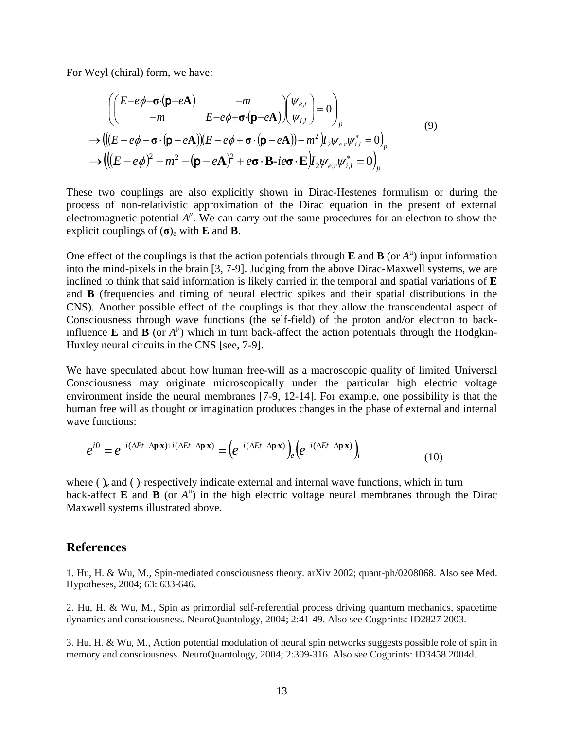For Weyl (chiral) form, we have:

$$
\begin{aligned}
&\left( \begin{pmatrix} E - e\phi - \boldsymbol{\sigma}\cdot(\mathbf{p} - e\mathbf{A}) & -m \\ -m & E - e\phi + \boldsymbol{\sigma}\cdot(\mathbf{p} - e\mathbf{A}) \end{pmatrix} \begin{pmatrix} \psi_{e,r} \\ \psi_{i,l} \end{pmatrix} = 0 \right)_p \\
&\rightarrow \left( \left( (E - e\phi - \boldsymbol{\sigma}\cdot(\mathbf{p} - e\mathbf{A}))(E - e\phi + \boldsymbol{\sigma}\cdot(\mathbf{p} - e\mathbf{A})) - m^2 \right) I_2 \psi_{e,r} \psi_{i,l}^* = 0 \right)_p \\
&\rightarrow \left( \left( (E - e\phi)^2 - m^2 - (\mathbf{p} - e\mathbf{A})^2 + e\boldsymbol{\sigma}\cdot\mathbf{B} - ie\boldsymbol{\sigma}\cdot\mathbf{E} \right) I_2 \psi_{e,r} \psi_{i,l}^* = 0 \right)_p
\end{aligned}
\tag{9}
$$

These two couplings are also explicitly shown in Dirac-Hestenes formulism or during the process of non-relativistic approximation of the Dirac equation in the present of external electromagnetic potential $A^\mu$. We can carry out the same procedures for an electron to show the explicit couplings of $(\boldsymbol{\sigma})_e$ with **E** and **B**.

One effect of the couplings is that the action potentials through **E** and **B** (or $A^\mu$) input information into the mind-pixels in the brain [3, 7-9]. Judging from the above Dirac-Maxwell systems, we are inclined to think that said information is likely carried in the temporal and spatial variations of **E** and **B** (frequencies and timing of neural electric spikes and their spatial distributions in the CNS). Another possible effect of the couplings is that they allow the transcendental aspect of Consciousness through wave functions (the self-field) of the proton and/or electron to back-influence **E** and **B** (or $A^\mu$) which in turn back-affect the action potentials through the Hodgkin-Huxley neural circuits in the CNS [see, 7-9].

We have speculated about how human free-will as a macroscopic quality of limited Universal Consciousness may originate microscopically under the particular high electric voltage environment inside the neural membranes [7-9, 12-14]. For example, one possibility is that the human free will as thought or imagination produces changes in the phase of external and internal wave functions:

$$
e^{i0} = e^{-i(\Delta Et - \Delta\mathbf{p}\cdot\mathbf{x}) + i(\Delta Et - \Delta\mathbf{p}\cdot\mathbf{x})} = \left(e^{-i(\Delta Et - \Delta\mathbf{p}\cdot\mathbf{x})}\right)_e \left(e^{+i(\Delta Et - \Delta\mathbf{p}\cdot\mathbf{x})}\right)_i \tag{10}
$$

where $(\ )_e$ and $(\ )_i$ respectively indicate external and internal wave functions, which in turn back-affect **E** and **B** (or $A^\mu$) in the high electric voltage neural membranes through the Dirac Maxwell systems illustrated above.

## References

1. Hu, H. & Wu, M., Spin-mediated consciousness theory. arXiv 2002; quant-ph/0208068. Also see Med. Hypotheses, 2004; 63: 633-646.

2. Hu, H. & Wu, M., Spin as primordial self-referential process driving quantum mechanics, spacetime dynamics and consciousness. NeuroQuantology, 2004; 2:41-49. Also see Cogprints: ID2827 2003.

3. Hu, H. & Wu, M., Action potential modulation of neural spin networks suggests possible role of spin in memory and consciousness. NeuroQuantology, 2004; 2:309-316. Also see Cogprints: ID3458 2004d.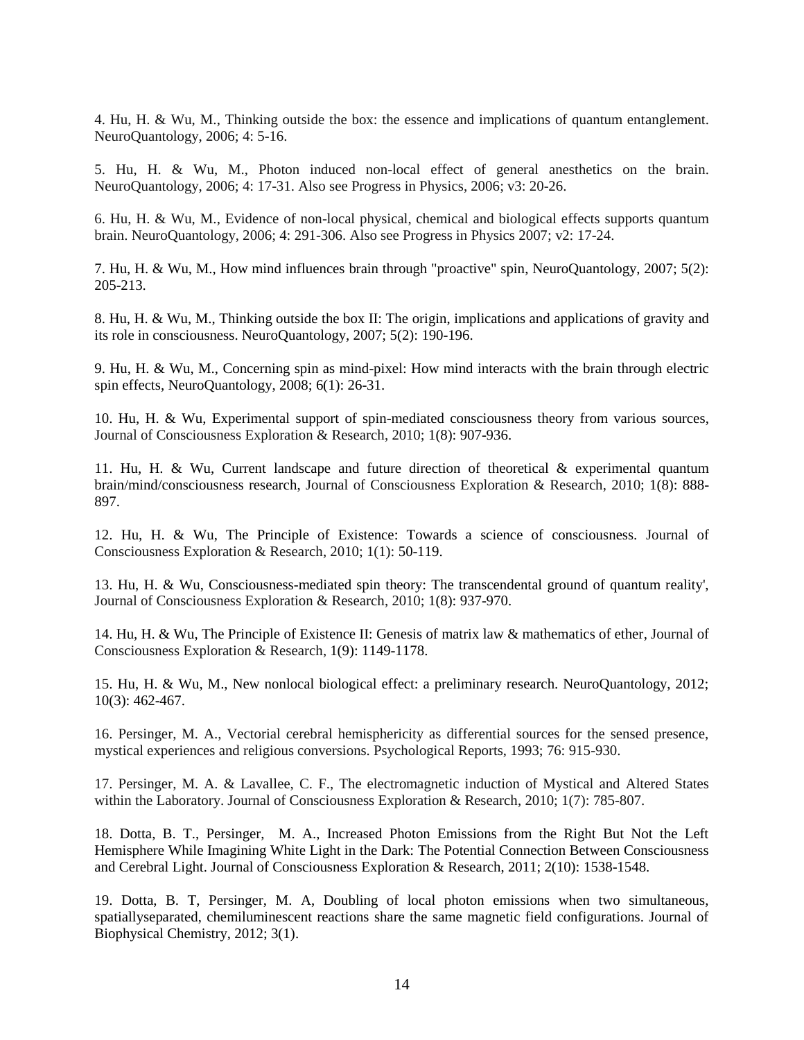4. Hu, H. & Wu, M., Thinking outside the box: the essence and implications of quantum entanglement. NeuroQuantology, 2006; 4: 5-16.

5. Hu, H. & Wu, M., Photon induced non-local effect of general anesthetics on the brain. NeuroQuantology, 2006; 4: 17-31. Also see Progress in Physics, 2006; v3: 20-26.

6. Hu, H. & Wu, M., Evidence of non-local physical, chemical and biological effects supports quantum brain. NeuroQuantology, 2006; 4: 291-306. Also see Progress in Physics 2007; v2: 17-24.

7. Hu, H. & Wu, M., How mind influences brain through "proactive" spin, NeuroQuantology, 2007; 5(2): 205-213.

8. Hu, H. & Wu, M., Thinking outside the box II: The origin, implications and applications of gravity and its role in consciousness. NeuroQuantology, 2007; 5(2): 190-196.

9. Hu, H. & Wu, M., Concerning spin as mind-pixel: How mind interacts with the brain through electric spin effects, NeuroQuantology, 2008; 6(1): 26-31.

10. Hu, H. & Wu, Experimental support of spin-mediated consciousness theory from various sources, Journal of Consciousness Exploration & Research, 2010; 1(8): 907-936.

11. Hu, H. & Wu, Current landscape and future direction of theoretical & experimental quantum brain/mind/consciousness research, Journal of Consciousness Exploration & Research, 2010; 1(8): 888-897.

12. Hu, H. & Wu, The Principle of Existence: Towards a science of consciousness. Journal of Consciousness Exploration & Research, 2010; 1(1): 50-119.

13. Hu, H. & Wu, Consciousness-mediated spin theory: The transcendental ground of quantum reality', Journal of Consciousness Exploration & Research, 2010; 1(8): 937-970.

14. Hu, H. & Wu, The Principle of Existence II: Genesis of matrix law & mathematics of ether, Journal of Consciousness Exploration & Research, 1(9): 1149-1178.

15. Hu, H. & Wu, M., New nonlocal biological effect: a preliminary research. NeuroQuantology, 2012; 10(3): 462-467.

16. Persinger, M. A., Vectorial cerebral hemisphericity as differential sources for the sensed presence, mystical experiences and religious conversions. Psychological Reports, 1993; 76: 915-930.

17. Persinger, M. A. & Lavallee, C. F., The electromagnetic induction of Mystical and Altered States within the Laboratory. Journal of Consciousness Exploration & Research, 2010; 1(7): 785-807.

18. Dotta, B. T., Persinger, M. A., Increased Photon Emissions from the Right But Not the Left Hemisphere While Imagining White Light in the Dark: The Potential Connection Between Consciousness and Cerebral Light. Journal of Consciousness Exploration & Research, 2011; 2(10): 1538-1548.

19. Dotta, B. T, Persinger, M. A, Doubling of local photon emissions when two simultaneous, spatiallyseparated, chemiluminescent reactions share the same magnetic field configurations. Journal of Biophysical Chemistry, 2012; 3(1).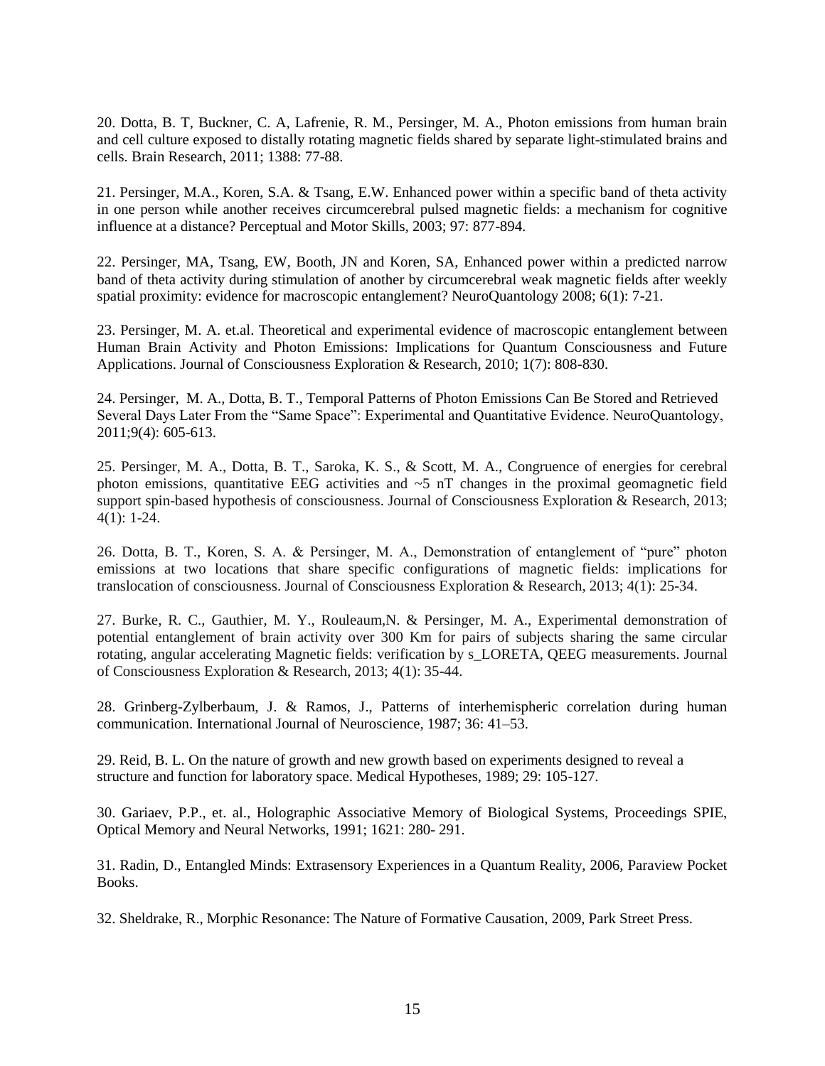20. Dotta, B. T, Buckner, C. A, Lafrenie, R. M., Persinger, M. A., Photon emissions from human brain and cell culture exposed to distally rotating magnetic fields shared by separate light-stimulated brains and cells. Brain Research, 2011; 1388: 77-88.

21. Persinger, M.A., Koren, S.A. & Tsang, E.W. Enhanced power within a specific band of theta activity in one person while another receives circumcerebral pulsed magnetic fields: a mechanism for cognitive influence at a distance? Perceptual and Motor Skills, 2003; 97: 877-894.

22. Persinger, MA, Tsang, EW, Booth, JN and Koren, SA, Enhanced power within a predicted narrow band of theta activity during stimulation of another by circumcerebral weak magnetic fields after weekly spatial proximity: evidence for macroscopic entanglement? NeuroQuantology 2008; 6(1): 7-21.

23. Persinger, M. A. et.al. Theoretical and experimental evidence of macroscopic entanglement between Human Brain Activity and Photon Emissions: Implications for Quantum Consciousness and Future Applications. Journal of Consciousness Exploration & Research, 2010; 1(7): 808-830.

24. Persinger, M. A., Dotta, B. T., Temporal Patterns of Photon Emissions Can Be Stored and Retrieved Several Days Later From the "Same Space": Experimental and Quantitative Evidence. NeuroQuantology, 2011;9(4): 605-613.

25. Persinger, M. A., Dotta, B. T., Saroka, K. S., & Scott, M. A., Congruence of energies for cerebral photon emissions, quantitative EEG activities and ~5 nT changes in the proximal geomagnetic field support spin-based hypothesis of consciousness. Journal of Consciousness Exploration & Research, 2013; 4(1): 1-24.

26. Dotta, B. T., Koren, S. A. & Persinger, M. A., Demonstration of entanglement of "pure" photon emissions at two locations that share specific configurations of magnetic fields: implications for translocation of consciousness. Journal of Consciousness Exploration & Research, 2013; 4(1): 25-34.

27. Burke, R. C., Gauthier, M. Y., Rouleaum,N. & Persinger, M. A., Experimental demonstration of potential entanglement of brain activity over 300 Km for pairs of subjects sharing the same circular rotating, angular accelerating Magnetic fields: verification by s_LORETA, QEEG measurements. Journal of Consciousness Exploration & Research, 2013; 4(1): 35-44.

28. Grinberg-Zylberbaum, J. & Ramos, J., Patterns of interhemispheric correlation during human communication. International Journal of Neuroscience, 1987; 36: 41–53.

29. Reid, B. L. On the nature of growth and new growth based on experiments designed to reveal a structure and function for laboratory space. Medical Hypotheses, 1989; 29: 105-127.

30. Gariaev, P.P., et. al., Holographic Associative Memory of Biological Systems, Proceedings SPIE, Optical Memory and Neural Networks, 1991; 1621: 280- 291.

31. Radin, D., Entangled Minds: Extrasensory Experiences in a Quantum Reality, 2006, Paraview Pocket Books.

32. Sheldrake, R., Morphic Resonance: The Nature of Formative Causation, 2009, Park Street Press.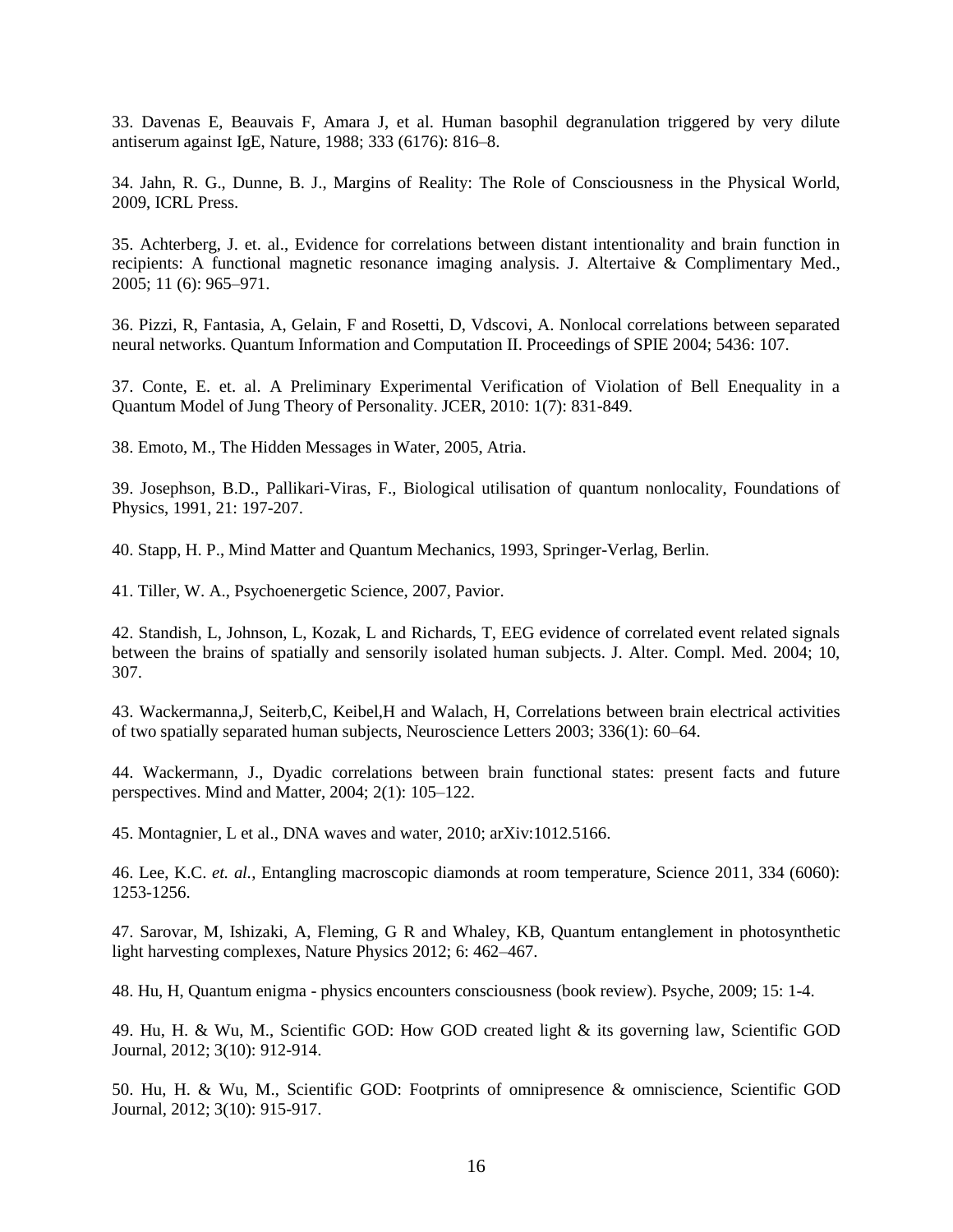33. Davenas E, Beauvais F, Amara J, et al. Human basophil degranulation triggered by very dilute antiserum against IgE, Nature, 1988; 333 (6176): 816–8.

34. Jahn, R. G., Dunne, B. J., Margins of Reality: The Role of Consciousness in the Physical World, 2009, ICRL Press.

35. Achterberg, J. et. al., Evidence for correlations between distant intentionality and brain function in recipients: A functional magnetic resonance imaging analysis. J. Altertaive & Complimentary Med., 2005; 11 (6): 965–971.

36. Pizzi, R, Fantasia, A, Gelain, F and Rosetti, D, Vdscovi, A. Nonlocal correlations between separated neural networks. Quantum Information and Computation II. Proceedings of SPIE 2004; 5436: 107.

37. Conte, E. et. al. A Preliminary Experimental Verification of Violation of Bell Enequality in a Quantum Model of Jung Theory of Personality. JCER, 2010: 1(7): 831-849.

38. Emoto, M., The Hidden Messages in Water, 2005, Atria.

39. Josephson, B.D., Pallikari-Viras, F., Biological utilisation of quantum nonlocality, Foundations of Physics, 1991, 21: 197-207.

40. Stapp, H. P., Mind Matter and Quantum Mechanics, 1993, Springer-Verlag, Berlin.

41. Tiller, W. A., Psychoenergetic Science, 2007, Pavior.

42. Standish, L, Johnson, L, Kozak, L and Richards, T, EEG evidence of correlated event related signals between the brains of spatially and sensorily isolated human subjects. J. Alter. Compl. Med. 2004; 10, 307.

43. Wackermanna,J, Seiterb,C, Keibel,H and Walach, H, Correlations between brain electrical activities of two spatially separated human subjects, Neuroscience Letters 2003; 336(1): 60–64.

44. Wackermann, J., Dyadic correlations between brain functional states: present facts and future perspectives. Mind and Matter, 2004; 2(1): 105–122.

45. Montagnier, L et al., DNA waves and water, 2010; arXiv:1012.5166.

46. Lee, K.C. *et. al.*, Entangling macroscopic diamonds at room temperature, Science 2011, 334 (6060): 1253-1256.

47. Sarovar, M, Ishizaki, A, Fleming, G R and Whaley, KB, Quantum entanglement in photosynthetic light harvesting complexes, Nature Physics 2012; 6: 462–467.

48. Hu, H, Quantum enigma - physics encounters consciousness (book review). Psyche, 2009; 15: 1-4.

49. Hu, H. & Wu, M., Scientific GOD: How GOD created light & its governing law, Scientific GOD Journal, 2012; 3(10): 912-914.

50. Hu, H. & Wu, M., Scientific GOD: Footprints of omnipresence & omniscience, Scientific GOD Journal, 2012; 3(10): 915-917.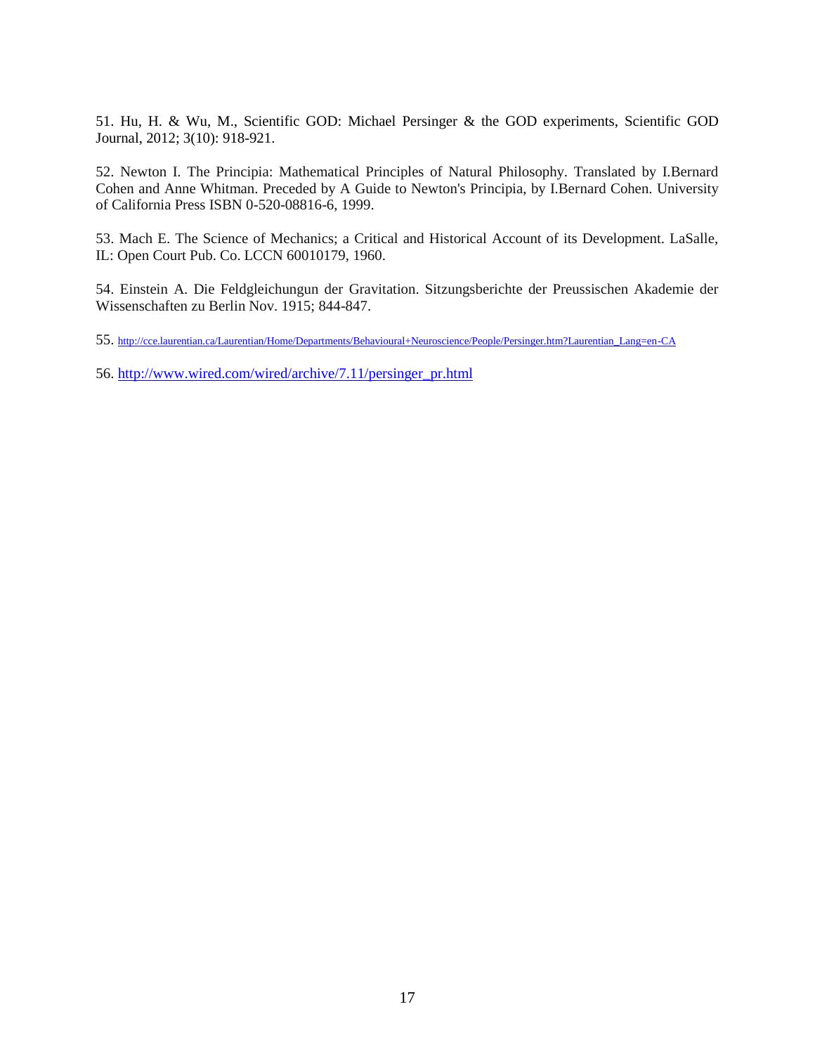51. Hu, H. & Wu, M., Scientific GOD: Michael Persinger & the GOD experiments, Scientific GOD Journal, 2012; 3(10): 918-921.

52. Newton I. The Principia: Mathematical Principles of Natural Philosophy. Translated by I.Bernard Cohen and Anne Whitman. Preceded by A Guide to Newton's Principia, by I.Bernard Cohen. University of California Press ISBN 0-520-08816-6, 1999.

53. Mach E. The Science of Mechanics; a Critical and Historical Account of its Development. LaSalle, IL: Open Court Pub. Co. LCCN 60010179, 1960.

54. Einstein A. Die Feldgleichungun der Gravitation. Sitzungsberichte der Preussischen Akademie der Wissenschaften zu Berlin Nov. 1915; 844-847.

55. http://cce.laurentian.ca/Laurentian/Home/Departments/Behavioural+Neuroscience/People/Persinger.htm?Laurentian_Lang=en-CA

56. http://www.wired.com/wired/archive/7.11/persinger_pr.html